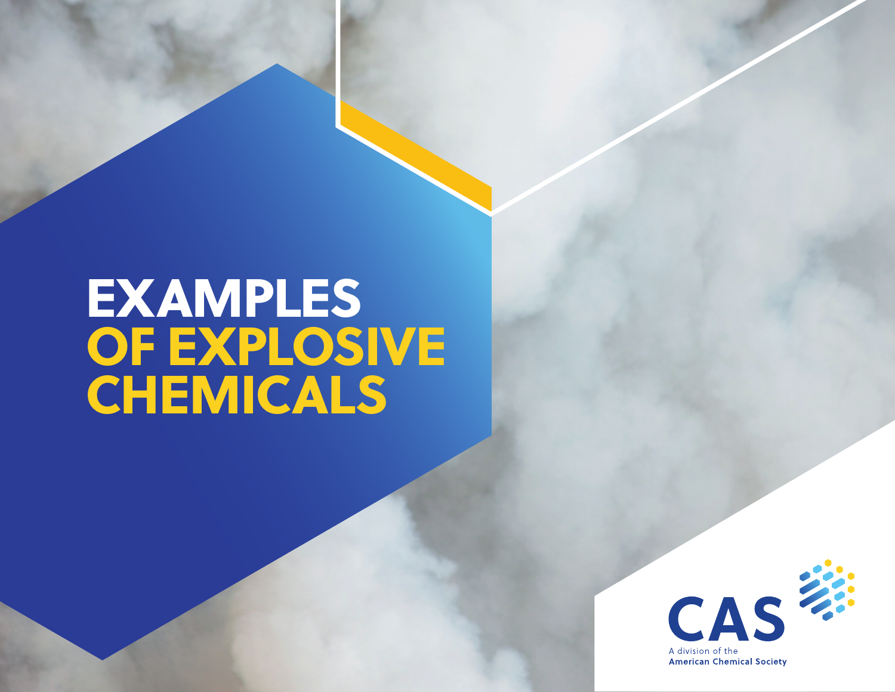# EXAMPLES OF EXPLOSIVE CHEMICALS

CAS

A division of the American Chemical Society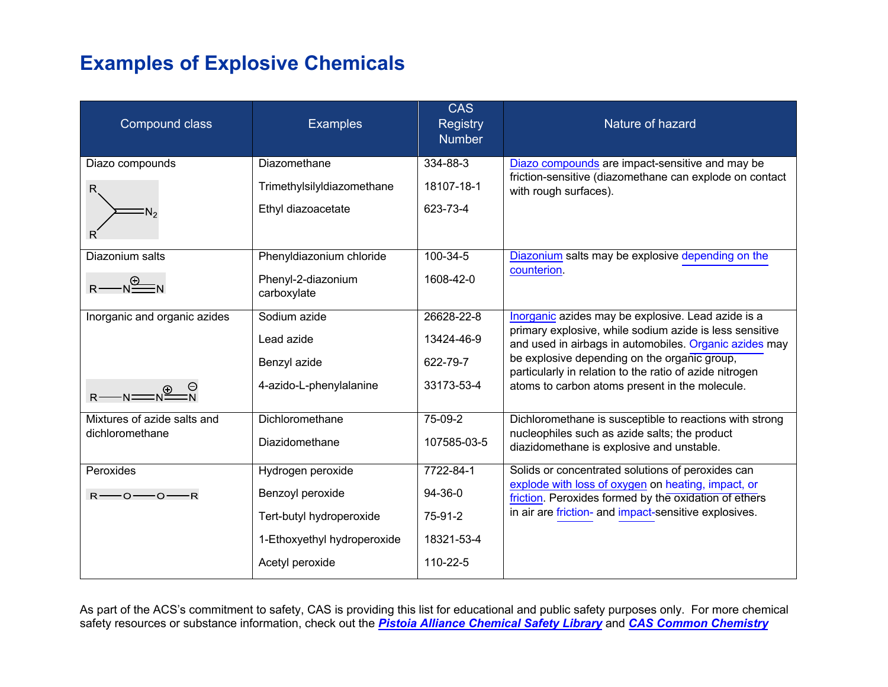# Examples of Explosive Chemicals

| Compound class | Examples | CAS Registry Number | Nature of hazard |
|---|---|---|---|
| Diazo compounds | Diazomethane<br>Trimethylsilyldiazomethane<br>Ethyl diazoacetate | 334-88-3<br>18107-18-1<br>623-73-4 | Diazo compounds are impact-sensitive and may be friction-sensitive (diazomethane can explode on contact with rough surfaces). |
| Diazonium salts | Phenyldiazonium chloride<br>Phenyl-2-diazonium carboxylate | 100-34-5<br>1608-42-0 | Diazonium salts may be explosive depending on the counterion. |
| Inorganic and organic azides | Sodium azide<br>Lead azide<br>Benzyl azide<br>4-azido-L-phenylalanine | 26628-22-8<br>13424-46-9<br>622-79-7<br>33173-53-4 | Inorganic azides may be explosive. Lead azide is a primary explosive, while sodium azide is less sensitive and used in airbags in automobiles. Organic azides may be explosive depending on the organic group, particularly in relation to the ratio of azide nitrogen atoms to carbon atoms present in the molecule. |
| Mixtures of azide salts and dichloromethane | Dichloromethane<br>Diazidomethane | 75-09-2<br>107585-03-5 | Dichloromethane is susceptible to reactions with strong nucleophiles such as azide salts; the product diazidomethane is explosive and unstable. |
| Peroxides | Hydrogen peroxide<br>Benzoyl peroxide<br>Tert-butyl hydroperoxide<br>1-Ethoxyethyl hydroperoxide<br>Acetyl peroxide | 7722-84-1<br>94-36-0<br>75-91-2<br>18321-53-4<br>110-22-5 | Solids or concentrated solutions of peroxides can explode with loss of oxygen on heating, impact, or friction. Peroxides formed by the oxidation of ethers in air are friction- and impact-sensitive explosives. |

As part of the ACS's commitment to safety, CAS is providing this list for educational and public safety purposes only. For more chemical safety resources or substance information, check out the ***Pistoia Alliance Chemical Safety Library*** and ***CAS Common Chemistry***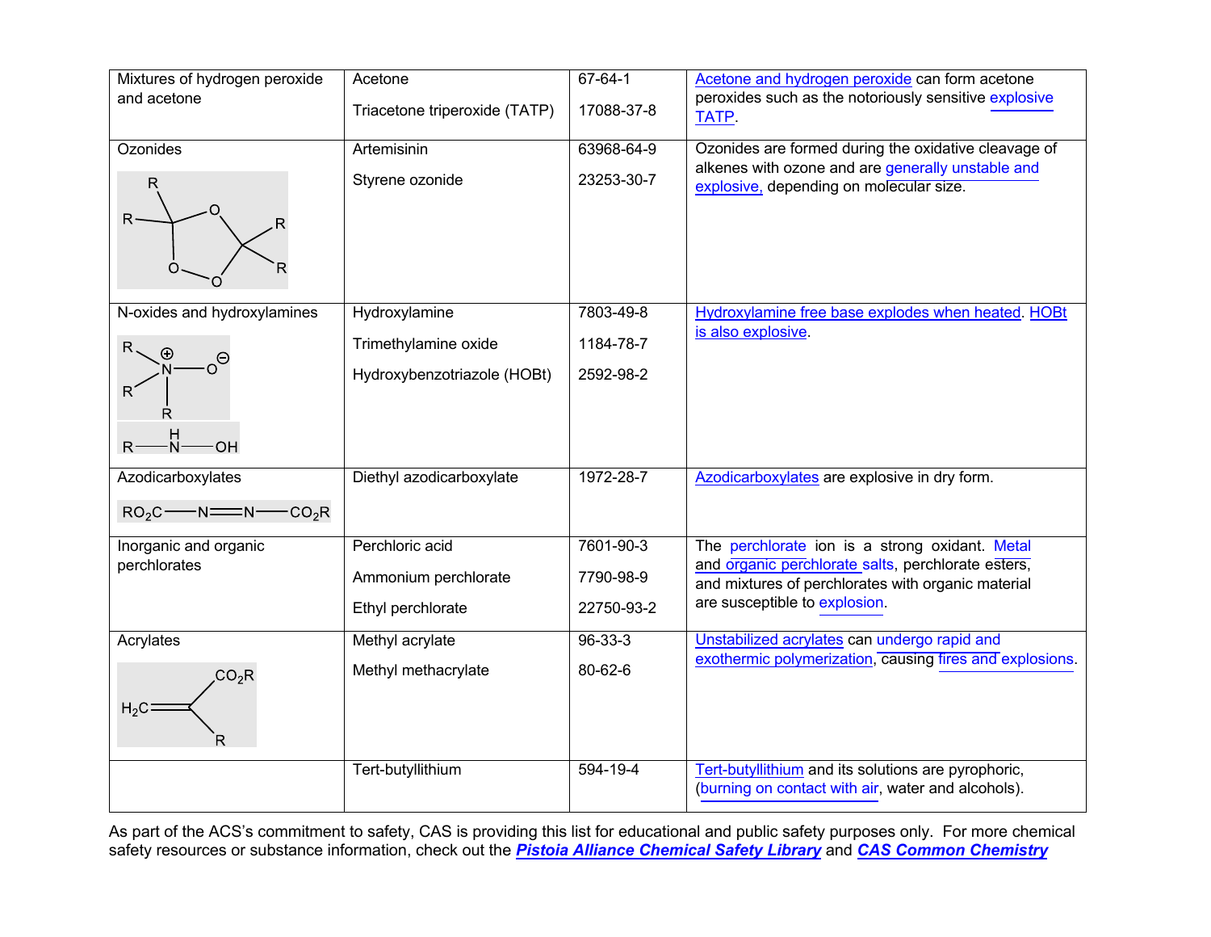| Mixtures of hydrogen peroxide and acetone | Acetone<br><br>Triacetone triperoxide (TATP) | 67-64-1<br><br>17088-37-8 | Acetone and hydrogen peroxide can form acetone peroxides such as the notoriously sensitive explosive TATP. |
|---|---|---|---|
| Ozonides | Artemisinin<br><br>Styrene ozonide | 63968-64-9<br><br>23253-30-7 | Ozonides are formed during the oxidative cleavage of alkenes with ozone and are generally unstable and explosive, depending on molecular size. |
| N-oxides and hydroxylamines | Hydroxylamine<br><br>Trimethylamine oxide<br><br>Hydroxybenzotriazole (HOBt) | 7803-49-8<br><br>1184-78-7<br><br>2592-98-2 | Hydroxylamine free base explodes when heated. HOBt is also explosive. |
| Azodicarboxylates<br><br>$RO_2C—N=N—CO_2R$ | Diethyl azodicarboxylate | 1972-28-7 | Azodicarboxylates are explosive in dry form. |
| Inorganic and organic perchlorates | Perchloric acid<br><br>Ammonium perchlorate<br><br>Ethyl perchlorate | 7601-90-3<br><br>7790-98-9<br><br>22750-93-2 | The perchlorate ion is a strong oxidant. Metal and organic perchlorate salts, perchlorate esters, and mixtures of perchlorates with organic material are susceptible to explosion. |
| Acrylates | Methyl acrylate<br><br>Methyl methacrylate | 96-33-3<br><br>80-62-6 | Unstabilized acrylates can undergo rapid and exothermic polymerization, causing fires and explosions. |
| | Tert-butyllithium | 594-19-4 | Tert-butyllithium and its solutions are pyrophoric, (burning on contact with air, water and alcohols). |

As part of the ACS's commitment to safety, CAS is providing this list for educational and public safety purposes only. For more chemical safety resources or substance information, check out the ***Pistoia Alliance Chemical Safety Library*** and ***CAS Common Chemistry***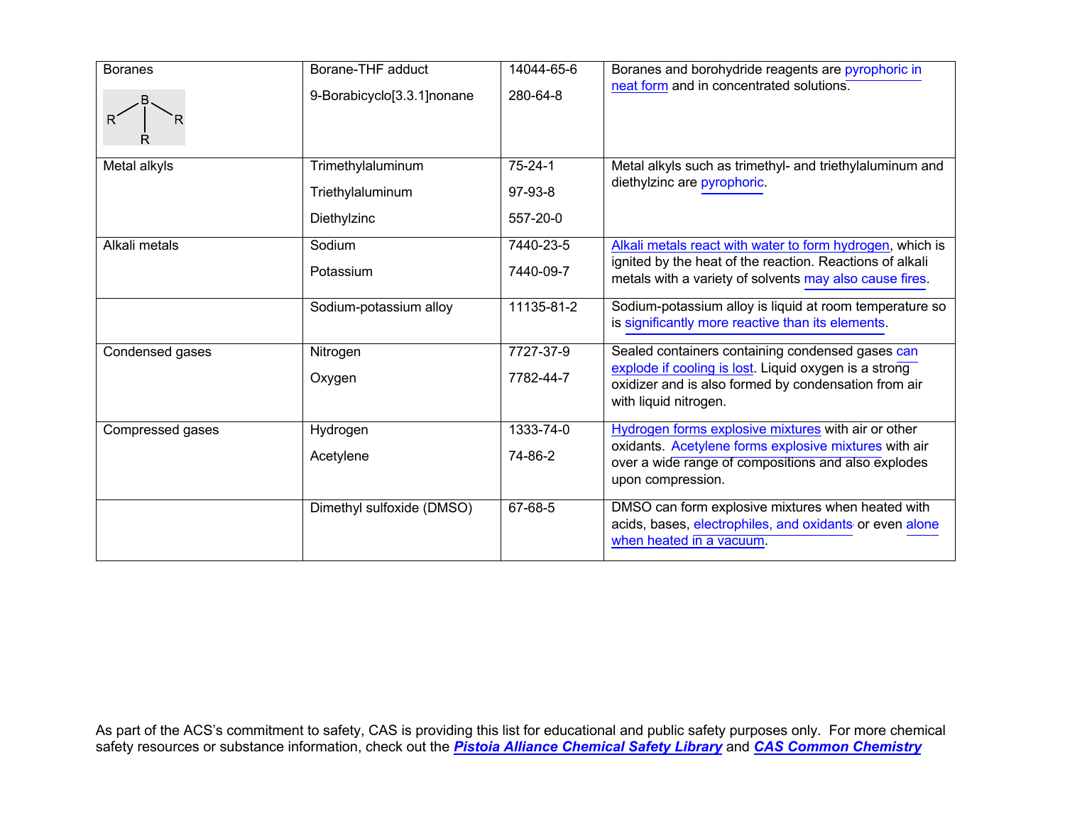| Boranes | Borane-THF adduct<br>9-Borabicyclo[3.3.1]nonane | 14044-65-6<br>280-64-8 | Boranes and borohydride reagents are pyrophoric in neat form and in concentrated solutions. |
|---|---|---|---|
| Metal alkyls | Trimethylaluminum<br>Triethylaluminum<br>Diethylzinc | 75-24-1<br>97-93-8<br>557-20-0 | Metal alkyls such as trimethyl- and triethylaluminum and diethylzinc are pyrophoric. |
| Alkali metals | Sodium<br>Potassium | 7440-23-5<br>7440-09-7 | Alkali metals react with water to form hydrogen, which is ignited by the heat of the reaction. Reactions of alkali metals with a variety of solvents may also cause fires. |
| | Sodium-potassium alloy | 11135-81-2 | Sodium-potassium alloy is liquid at room temperature so is significantly more reactive than its elements. |
| Condensed gases | Nitrogen<br>Oxygen | 7727-37-9<br>7782-44-7 | Sealed containers containing condensed gases can explode if cooling is lost. Liquid oxygen is a strong oxidizer and is also formed by condensation from air with liquid nitrogen. |
| Compressed gases | Hydrogen<br>Acetylene | 1333-74-0<br>74-86-2 | Hydrogen forms explosive mixtures with air or other oxidants. Acetylene forms explosive mixtures with air over a wide range of compositions and also explodes upon compression. |
| | Dimethyl sulfoxide (DMSO) | 67-68-5 | DMSO can form explosive mixtures when heated with acids, bases, electrophiles, and oxidants or even alone when heated in a vacuum. |

As part of the ACS's commitment to safety, CAS is providing this list for educational and public safety purposes only. For more chemical safety resources or substance information, check out the ***Pistoia Alliance Chemical Safety Library*** and ***CAS Common Chemistry***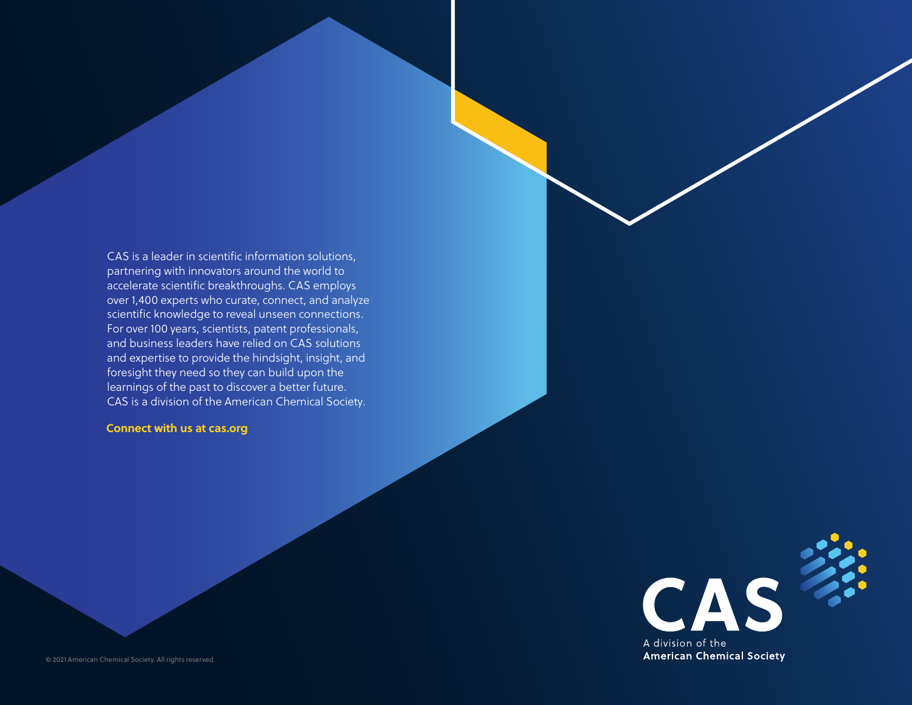CAS is a leader in scientific information solutions, partnering with innovators around the world to accelerate scientific breakthroughs. CAS employs over 1,400 experts who curate, connect, and analyze scientific knowledge to reveal unseen connections. For over 100 years, scientists, patent professionals, and business leaders have relied on CAS solutions and expertise to provide the hindsight, insight, and foresight they need so they can build upon the learnings of the past to discover a better future. CAS is a division of the American Chemical Society.

**Connect with us at cas.org**

© 2021 American Chemical Society. All rights reserved.

CAS

A division of the
**American Chemical Society**